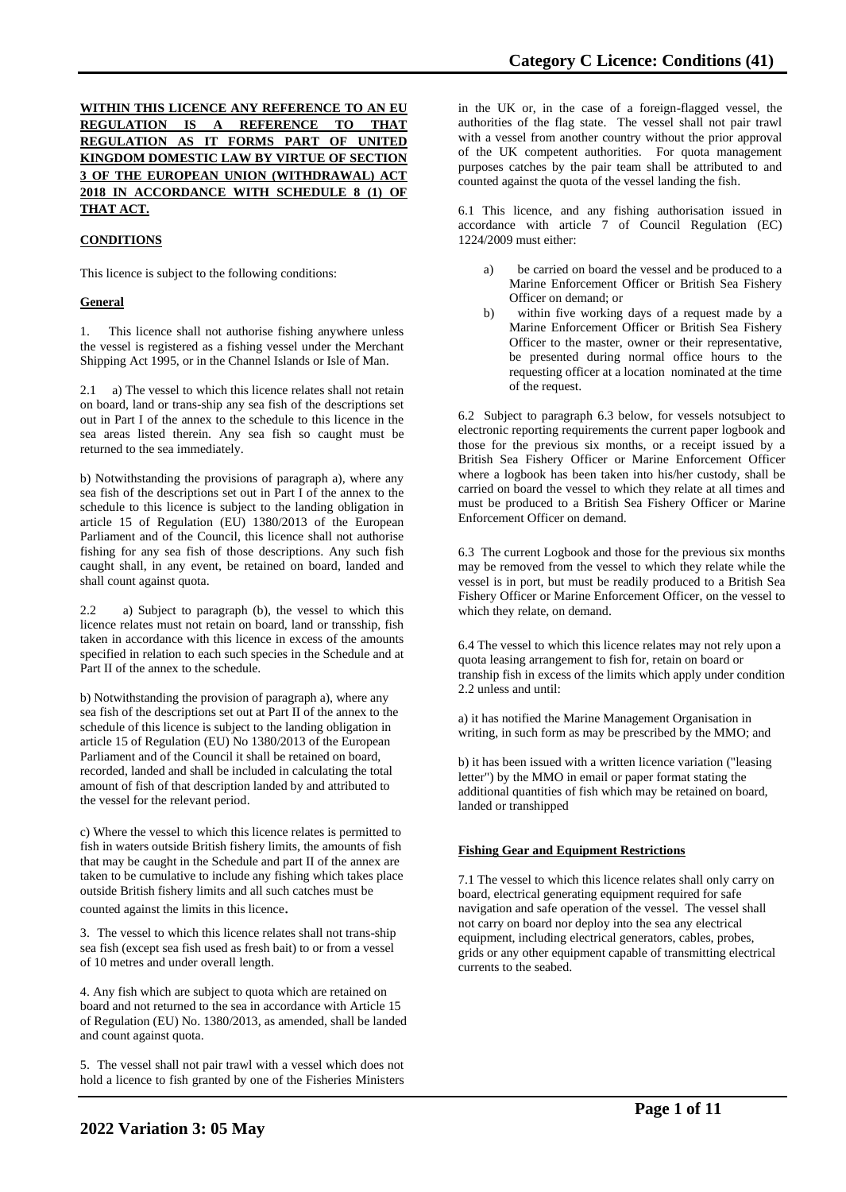**WITHIN THIS LICENCE ANY REFERENCE TO AN EU REGULATION IS A REFERENCE TO THAT REGULATION AS IT FORMS PART OF UNITED KINGDOM DOMESTIC LAW BY VIRTUE OF SECTION 3 OF THE EUROPEAN UNION (WITHDRAWAL) ACT 2018 IN ACCORDANCE WITH SCHEDULE 8 (1) OF THAT ACT.**

## CONDITIONS

This licence is subject to the following conditions:

### General

1. This licence shall not authorise fishing anywhere unless the vessel is registered as a fishing vessel under the Merchant Shipping Act 1995, or in the Channel Islands or Isle of Man.

2.1 a) The vessel to which this licence relates shall not retain on board, land or trans-ship any sea fish of the descriptions set out in Part I of the annex to the schedule to this licence in the sea areas listed therein. Any sea fish so caught must be returned to the sea immediately.

b) Notwithstanding the provisions of paragraph a), where any sea fish of the descriptions set out in Part I of the annex to the schedule to this licence is subject to the landing obligation in article 15 of Regulation (EU) 1380/2013 of the European Parliament and of the Council, this licence shall not authorise fishing for any sea fish of those descriptions. Any such fish caught shall, in any event, be retained on board, landed and shall count against quota.

2.2 a) Subject to paragraph (b), the vessel to which this licence relates must not retain on board, land or transship, fish taken in accordance with this licence in excess of the amounts specified in relation to each such species in the Schedule and at Part II of the annex to the schedule.

b) Notwithstanding the provision of paragraph a), where any sea fish of the descriptions set out at Part II of the annex to the schedule of this licence is subject to the landing obligation in article 15 of Regulation (EU) No 1380/2013 of the European Parliament and of the Council it shall be retained on board, recorded, landed and shall be included in calculating the total amount of fish of that description landed by and attributed to the vessel for the relevant period.

c) Where the vessel to which this licence relates is permitted to fish in waters outside British fishery limits, the amounts of fish that may be caught in the Schedule and part II of the annex are taken to be cumulative to include any fishing which takes place outside British fishery limits and all such catches must be counted against the limits in this licence.

3. The vessel to which this licence relates shall not trans-ship sea fish (except sea fish used as fresh bait) to or from a vessel of 10 metres and under overall length.

4. Any fish which are subject to quota which are retained on board and not returned to the sea in accordance with Article 15 of Regulation (EU) No. 1380/2013, as amended, shall be landed and count against quota.

5. The vessel shall not pair trawl with a vessel which does not hold a licence to fish granted by one of the Fisheries Ministers in the UK or, in the case of a foreign-flagged vessel, the authorities of the flag state. The vessel shall not pair trawl with a vessel from another country without the prior approval of the UK competent authorities. For quota management purposes catches by the pair team shall be attributed to and counted against the quota of the vessel landing the fish.

6.1 This licence, and any fishing authorisation issued in accordance with article 7 of Council Regulation (EC) 1224/2009 must either:

a) be carried on board the vessel and be produced to a Marine Enforcement Officer or British Sea Fishery Officer on demand; or

b) within five working days of a request made by a Marine Enforcement Officer or British Sea Fishery Officer to the master, owner or their representative, be presented during normal office hours to the requesting officer at a location nominated at the time of the request.

6.2 Subject to paragraph 6.3 below, for vessels notsubject to electronic reporting requirements the current paper logbook and those for the previous six months, or a receipt issued by a British Sea Fishery Officer or Marine Enforcement Officer where a logbook has been taken into his/her custody, shall be carried on board the vessel to which they relate at all times and must be produced to a British Sea Fishery Officer or Marine Enforcement Officer on demand.

6.3 The current Logbook and those for the previous six months may be removed from the vessel to which they relate while the vessel is in port, but must be readily produced to a British Sea Fishery Officer or Marine Enforcement Officer, on the vessel to which they relate, on demand.

6.4 The vessel to which this licence relates may not rely upon a quota leasing arrangement to fish for, retain on board or tranship fish in excess of the limits which apply under condition 2.2 unless and until:

a) it has notified the Marine Management Organisation in writing, in such form as may be prescribed by the MMO; and

b) it has been issued with a written licence variation ("leasing letter") by the MMO in email or paper format stating the additional quantities of fish which may be retained on board, landed or transhipped

### Fishing Gear and Equipment Restrictions

7.1 The vessel to which this licence relates shall only carry on board, electrical generating equipment required for safe navigation and safe operation of the vessel. The vessel shall not carry on board nor deploy into the sea any electrical equipment, including electrical generators, cables, probes, grids or any other equipment capable of transmitting electrical currents to the seabed.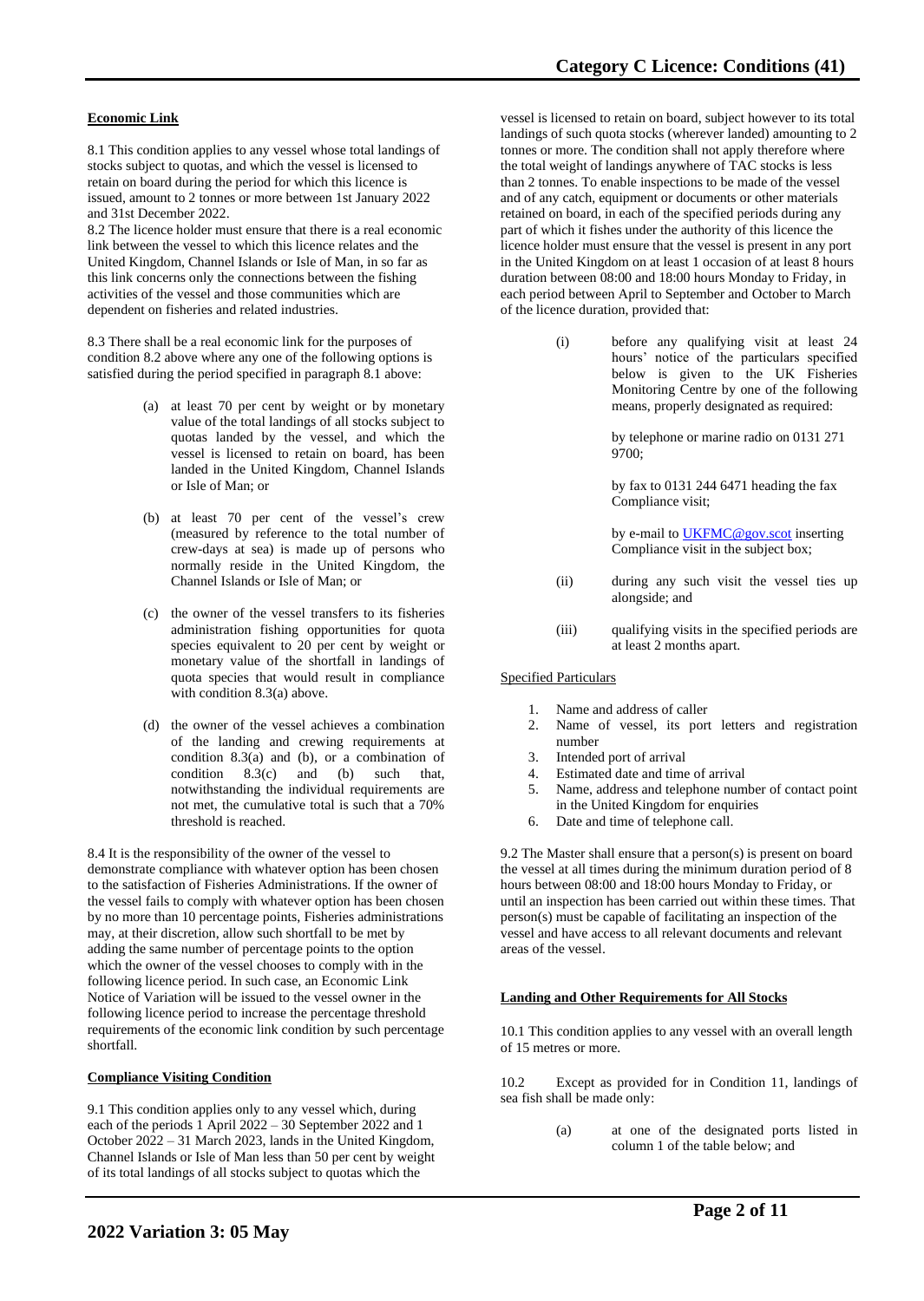**Economic Link**

8.1 This condition applies to any vessel whose total landings of stocks subject to quotas, and which the vessel is licensed to retain on board during the period for which this licence is issued, amount to 2 tonnes or more between 1st January 2022 and 31st December 2022.

8.2 The licence holder must ensure that there is a real economic link between the vessel to which this licence relates and the United Kingdom, Channel Islands or Isle of Man, in so far as this link concerns only the connections between the fishing activities of the vessel and those communities which are dependent on fisheries and related industries.

8.3 There shall be a real economic link for the purposes of condition 8.2 above where any one of the following options is satisfied during the period specified in paragraph 8.1 above:

(a) at least 70 per cent by weight or by monetary value of the total landings of all stocks subject to quotas landed by the vessel, and which the vessel is licensed to retain on board, has been landed in the United Kingdom, Channel Islands or Isle of Man; or

(b) at least 70 per cent of the vessel's crew (measured by reference to the total number of crew-days at sea) is made up of persons who normally reside in the United Kingdom, the Channel Islands or Isle of Man; or

(c) the owner of the vessel transfers to its fisheries administration fishing opportunities for quota species equivalent to 20 per cent by weight or monetary value of the shortfall in landings of quota species that would result in compliance with condition 8.3(a) above.

(d) the owner of the vessel achieves a combination of the landing and crewing requirements at condition 8.3(a) and (b), or a combination of condition 8.3(c) and (b) such that, notwithstanding the individual requirements are not met, the cumulative total is such that a 70% threshold is reached.

8.4 It is the responsibility of the owner of the vessel to demonstrate compliance with whatever option has been chosen to the satisfaction of Fisheries Administrations. If the owner of the vessel fails to comply with whatever option has been chosen by no more than 10 percentage points, Fisheries administrations may, at their discretion, allow such shortfall to be met by adding the same number of percentage points to the option which the owner of the vessel chooses to comply with in the following licence period. In such case, an Economic Link Notice of Variation will be issued to the vessel owner in the following licence period to increase the percentage threshold requirements of the economic link condition by such percentage shortfall.

**Compliance Visiting Condition**

9.1 This condition applies only to any vessel which, during each of the periods 1 April 2022 – 30 September 2022 and 1 October 2022 – 31 March 2023, lands in the United Kingdom, Channel Islands or Isle of Man less than 50 per cent by weight of its total landings of all stocks subject to quotas which the vessel is licensed to retain on board, subject however to its total landings of such quota stocks (wherever landed) amounting to 2 tonnes or more. The condition shall not apply therefore where the total weight of landings anywhere of TAC stocks is less than 2 tonnes. To enable inspections to be made of the vessel and of any catch, equipment or documents or other materials retained on board, in each of the specified periods during any part of which it fishes under the authority of this licence the licence holder must ensure that the vessel is present in any port in the United Kingdom on at least 1 occasion of at least 8 hours duration between 08:00 and 18:00 hours Monday to Friday, in each period between April to September and October to March of the licence duration, provided that:

(i) before any qualifying visit at least 24 hours' notice of the particulars specified below is given to the UK Fisheries Monitoring Centre by one of the following means, properly designated as required:

by telephone or marine radio on 0131 271 9700;

by fax to 0131 244 6471 heading the fax Compliance visit;

by e-mail to UKFMC@gov.scot inserting Compliance visit in the subject box;

(ii) during any such visit the vessel ties up alongside; and

(iii) qualifying visits in the specified periods are at least 2 months apart.

Specified Particulars

1. Name and address of caller
2. Name of vessel, its port letters and registration number
3. Intended port of arrival
4. Estimated date and time of arrival
5. Name, address and telephone number of contact point in the United Kingdom for enquiries
6. Date and time of telephone call.

9.2 The Master shall ensure that a person(s) is present on board the vessel at all times during the minimum duration period of 8 hours between 08:00 and 18:00 hours Monday to Friday, or until an inspection has been carried out within these times. That person(s) must be capable of facilitating an inspection of the vessel and have access to all relevant documents and relevant areas of the vessel.

**Landing and Other Requirements for All Stocks**

10.1 This condition applies to any vessel with an overall length of 15 metres or more.

10.2 Except as provided for in Condition 11, landings of sea fish shall be made only:

(a) at one of the designated ports listed in column 1 of the table below; and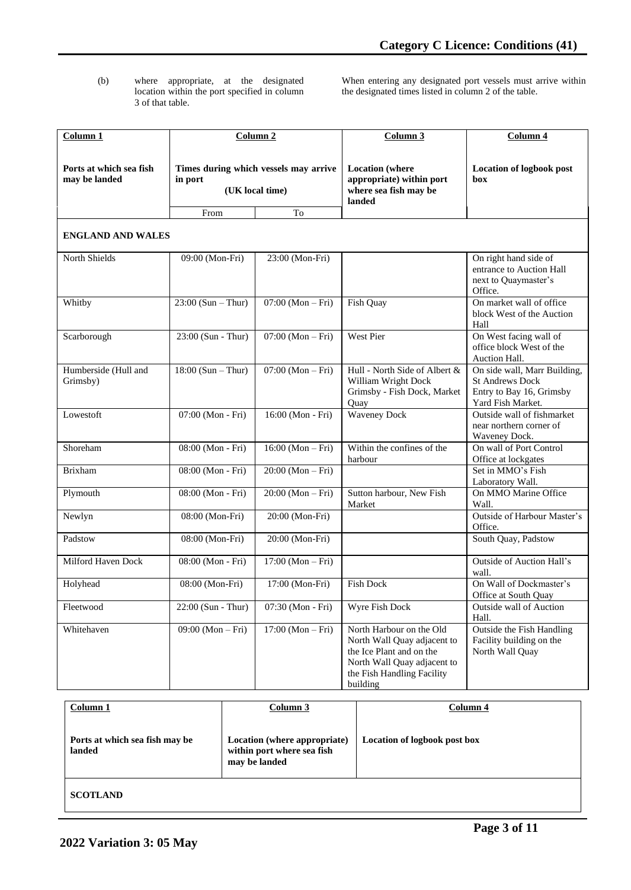(b) where appropriate, at the designated location within the port specified in column 3 of that table.

When entering any designated port vessels must arrive within the designated times listed in column 2 of the table.

| Column 1 | Column 2 | | Column 3 | Column 4 |
|---|---|---|---|---|
| Ports at which sea fish may be landed | Times during which vessels may arrive in port (UK local time) | | Location (where appropriate) within port where sea fish may be landed | Location of logbook post box |
| | From | To | | |
| **ENGLAND AND WALES** | | | | |
| North Shields | 09:00 (Mon-Fri) | 23:00 (Mon-Fri) | | On right hand side of entrance to Auction Hall next to Quaymaster's Office. |
| Whitby | 23:00 (Sun – Thur) | 07:00 (Mon – Fri) | Fish Quay | On market wall of office block West of the Auction Hall |
| Scarborough | 23:00 (Sun - Thur) | 07:00 (Mon – Fri) | West Pier | On West facing wall of office block West of the Auction Hall. |
| Humberside (Hull and Grimsby) | 18:00 (Sun – Thur) | 07:00 (Mon – Fri) | Hull - North Side of Albert & William Wright Dock Grimsby - Fish Dock, Market Quay | On side wall, Marr Building, St Andrews Dock Entry to Bay 16, Grimsby Yard Fish Market. |
| Lowestoft | 07:00 (Mon - Fri) | 16:00 (Mon - Fri) | Waveney Dock | Outside wall of fishmarket near northern corner of Waveney Dock. |
| Shoreham | 08:00 (Mon - Fri) | 16:00 (Mon – Fri) | Within the confines of the harbour | On wall of Port Control Office at lockgates |
| Brixham | 08:00 (Mon - Fri) | 20:00 (Mon – Fri) | | Set in MMO's Fish Laboratory Wall. |
| Plymouth | 08:00 (Mon - Fri) | 20:00 (Mon – Fri) | Sutton harbour, New Fish Market | On MMO Marine Office Wall. |
| Newlyn | 08:00 (Mon-Fri) | 20:00 (Mon-Fri) | | Outside of Harbour Master's Office. |
| Padstow | 08:00 (Mon-Fri) | 20:00 (Mon-Fri) | | South Quay, Padstow |
| Milford Haven Dock | 08:00 (Mon - Fri) | 17:00 (Mon – Fri) | | Outside of Auction Hall's wall. |
| Holyhead | 08:00 (Mon-Fri) | 17:00 (Mon-Fri) | Fish Dock | On Wall of Dockmaster's Office at South Quay |
| Fleetwood | 22:00 (Sun - Thur) | 07:30 (Mon - Fri) | Wyre Fish Dock | Outside wall of Auction Hall. |
| Whitehaven | 09:00 (Mon – Fri) | 17:00 (Mon – Fri) | North Harbour on the Old North Wall Quay adjacent to the Ice Plant and on the North Wall Quay adjacent to the Fish Handling Facility building | Outside the Fish Handling Facility building on the North Wall Quay |

| Column 1 | Column 3 | Column 4 |
|---|---|---|
| Ports at which sea fish may be landed | Location (where appropriate) within port where sea fish may be landed | Location of logbook post box |
| **SCOTLAND** | | |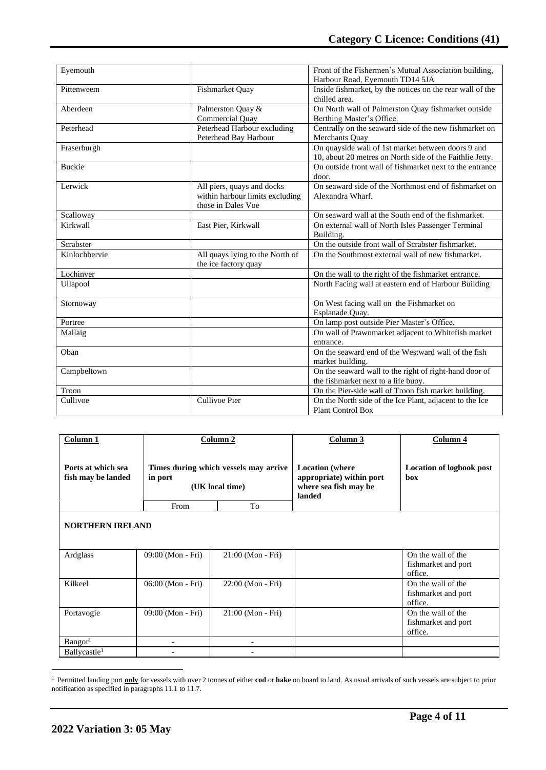| | | |
|---|---|---|
| Eyemouth | | Front of the Fishermen's Mutual Association building, Harbour Road, Eyemouth TD14 5JA |
| Pittenweem | Fishmarket Quay | Inside fishmarket, by the notices on the rear wall of the chilled area. |
| Aberdeen | Palmerston Quay & Commercial Quay | On North wall of Palmerston Quay fishmarket outside Berthing Master's Office. |
| Peterhead | Peterhead Harbour excluding Peterhead Bay Harbour | Centrally on the seaward side of the new fishmarket on Merchants Quay |
| Fraserburgh | | On quayside wall of 1st market between doors 9 and 10, about 20 metres on North side of the Faithlie Jetty. |
| Buckie | | On outside front wall of fishmarket next to the entrance door. |
| Lerwick | All piers, quays and docks within harbour limits excluding those in Dales Voe | On seaward side of the Northmost end of fishmarket on Alexandra Wharf. |
| Scalloway | | On seaward wall at the South end of the fishmarket. |
| Kirkwall | East Pier, Kirkwall | On external wall of North Isles Passenger Terminal Building. |
| Scrabster | | On the outside front wall of Scrabster fishmarket. |
| Kinlochbervie | All quays lying to the North of the ice factory quay | On the Southmost external wall of new fishmarket. |
| Lochinver | | On the wall to the right of the fishmarket entrance. |
| Ullapool | | North Facing wall at eastern end of Harbour Building |
| Stornoway | | On West facing wall on the Fishmarket on Esplanade Quay. |
| Portree | | On lamp post outside Pier Master's Office. |
| Mallaig | | On wall of Prawnmarket adjacent to Whitefish market entrance. |
| Oban | | On the seaward end of the Westward wall of the fish market building. |
| Campbeltown | | On the seaward wall to the right of right-hand door of the fishmarket next to a life buoy. |
| Troon | | On the Pier-side wall of Troon fish market building. |
| Cullivoe | Cullivoe Pier | On the North side of the Ice Plant, adjacent to the Ice Plant Control Box |

| **Column 1** | **Column 2** | | **Column 3** | **Column 4** |
|---|---|---|---|---|
| **Ports at which sea fish may be landed** | **Times during which vessels may arrive in port (UK local time)** | | **Location (where appropriate) within port where sea fish may be landed** | **Location of logbook post box** |
| | From | To | | |
| **NORTHERN IRELAND** | | | | |
| Ardglass | 09:00 (Mon - Fri) | 21:00 (Mon - Fri) | | On the wall of the fishmarket and port office. |
| Kilkeel | 06:00 (Mon - Fri) | 22:00 (Mon - Fri) | | On the wall of the fishmarket and port office. |
| Portavogie | 09:00 (Mon - Fri) | 21:00 (Mon - Fri) | | On the wall of the fishmarket and port office. |
| Bangor[1] | - | - | | |
| Ballycastle[1] | - | - | | |

[1] Permitted landing port **only** for vessels with over 2 tonnes of either **cod** or **hake** on board to land. As usual arrivals of such vessels are subject to prior notification as specified in paragraphs 11.1 to 11.7.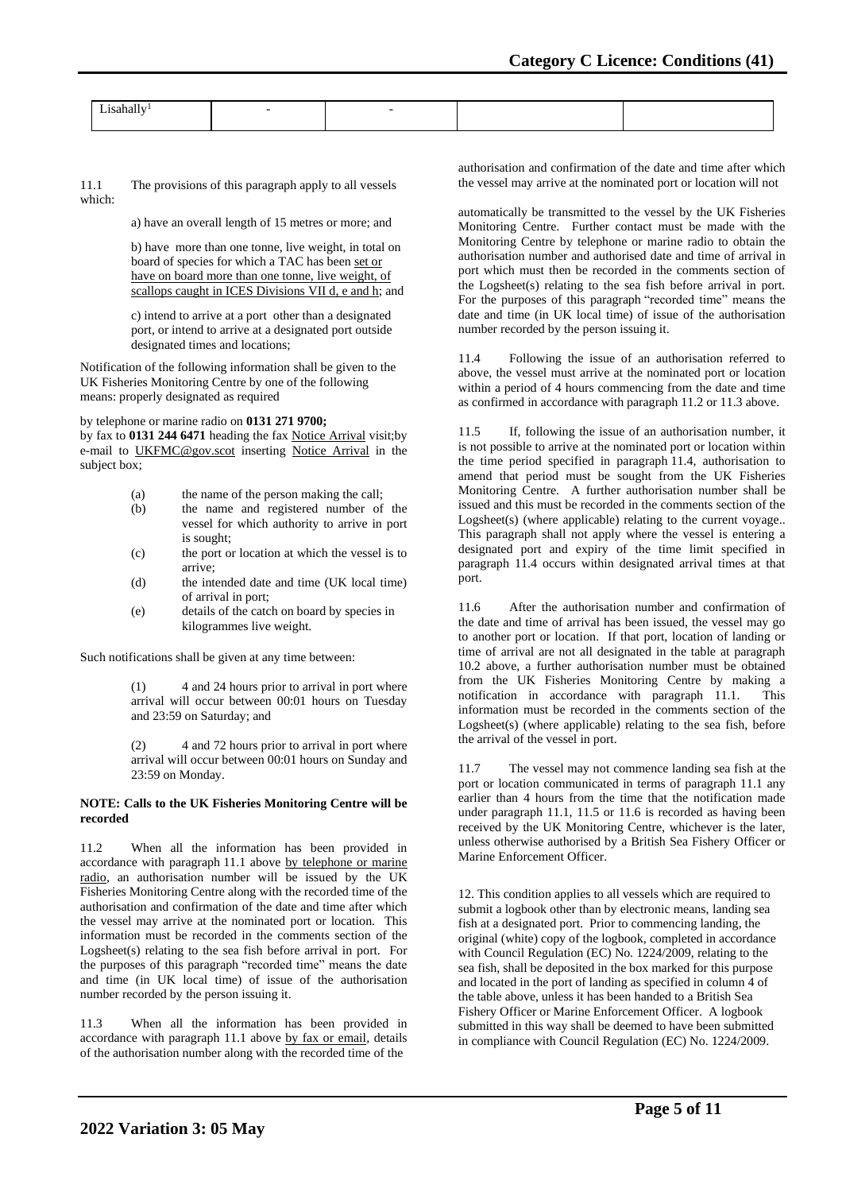| Lisahally[1] | - | - | | |
|---|---|---|---|---|

11.1 The provisions of this paragraph apply to all vessels which:

a) have an overall length of 15 metres or more; and

b) have more than one tonne, live weight, in total on board of species for which a TAC has been set or have on board more than one tonne, live weight, of scallops caught in ICES Divisions VII d, e and h; and

c) intend to arrive at a port other than a designated port, or intend to arrive at a designated port outside designated times and locations;

Notification of the following information shall be given to the UK Fisheries Monitoring Centre by one of the following means: properly designated as required

by telephone or marine radio on **0131 271 9700;**
by fax to **0131 244 6471** heading the fax Notice Arrival visit;by e-mail to UKFMC@gov.scot inserting Notice Arrival in the subject box;

(a) the name of the person making the call;
(b) the name and registered number of the vessel for which authority to arrive in port is sought;
(c) the port or location at which the vessel is to arrive;
(d) the intended date and time (UK local time) of arrival in port;
(e) details of the catch on board by species in kilogrammes live weight.

Such notifications shall be given at any time between:

(1) 4 and 24 hours prior to arrival in port where arrival will occur between 00:01 hours on Tuesday and 23:59 on Saturday; and

(2) 4 and 72 hours prior to arrival in port where arrival will occur between 00:01 hours on Sunday and 23:59 on Monday.

**NOTE: Calls to the UK Fisheries Monitoring Centre will be recorded**

11.2 When all the information has been provided in accordance with paragraph 11.1 above by telephone or marine radio, an authorisation number will be issued by the UK Fisheries Monitoring Centre along with the recorded time of the authorisation and confirmation of the date and time after which the vessel may arrive at the nominated port or location. This information must be recorded in the comments section of the Logsheet(s) relating to the sea fish before arrival in port. For the purposes of this paragraph "recorded time" means the date and time (in UK local time) of issue of the authorisation number recorded by the person issuing it.

11.3 When all the information has been provided in accordance with paragraph 11.1 above by fax or email, details of the authorisation number along with the recorded time of the authorisation and confirmation of the date and time after which the vessel may arrive at the nominated port or location will not automatically be transmitted to the vessel by the UK Fisheries Monitoring Centre. Further contact must be made with the Monitoring Centre by telephone or marine radio to obtain the authorisation number and authorised date and time of arrival in port which must then be recorded in the comments section of the Logsheet(s) relating to the sea fish before arrival in port. For the purposes of this paragraph "recorded time" means the date and time (in UK local time) of issue of the authorisation number recorded by the person issuing it.

11.4 Following the issue of an authorisation referred to above, the vessel must arrive at the nominated port or location within a period of 4 hours commencing from the date and time as confirmed in accordance with paragraph 11.2 or 11.3 above.

11.5 If, following the issue of an authorisation number, it is not possible to arrive at the nominated port or location within the time period specified in paragraph 11.4, authorisation to amend that period must be sought from the UK Fisheries Monitoring Centre. A further authorisation number shall be issued and this must be recorded in the comments section of the Logsheet(s) (where applicable) relating to the current voyage.. This paragraph shall not apply where the vessel is entering a designated port and expiry of the time limit specified in paragraph 11.4 occurs within designated arrival times at that port.

11.6 After the authorisation number and confirmation of the date and time of arrival has been issued, the vessel may go to another port or location. If that port, location of landing or time of arrival are not all designated in the table at paragraph 10.2 above, a further authorisation number must be obtained from the UK Fisheries Monitoring Centre by making a notification in accordance with paragraph 11.1. This information must be recorded in the comments section of the Logsheet(s) (where applicable) relating to the sea fish, before the arrival of the vessel in port.

11.7 The vessel may not commence landing sea fish at the port or location communicated in terms of paragraph 11.1 any earlier than 4 hours from the time that the notification made under paragraph 11.1, 11.5 or 11.6 is recorded as having been received by the UK Monitoring Centre, whichever is the later, unless otherwise authorised by a British Sea Fishery Officer or Marine Enforcement Officer.

12. This condition applies to all vessels which are required to submit a logbook other than by electronic means, landing sea fish at a designated port. Prior to commencing landing, the original (white) copy of the logbook, completed in accordance with Council Regulation (EC) No. 1224/2009, relating to the sea fish, shall be deposited in the box marked for this purpose and located in the port of landing as specified in column 4 of the table above, unless it has been handed to a British Sea Fishery Officer or Marine Enforcement Officer. A logbook submitted in this way shall be deemed to have been submitted in compliance with Council Regulation (EC) No. 1224/2009.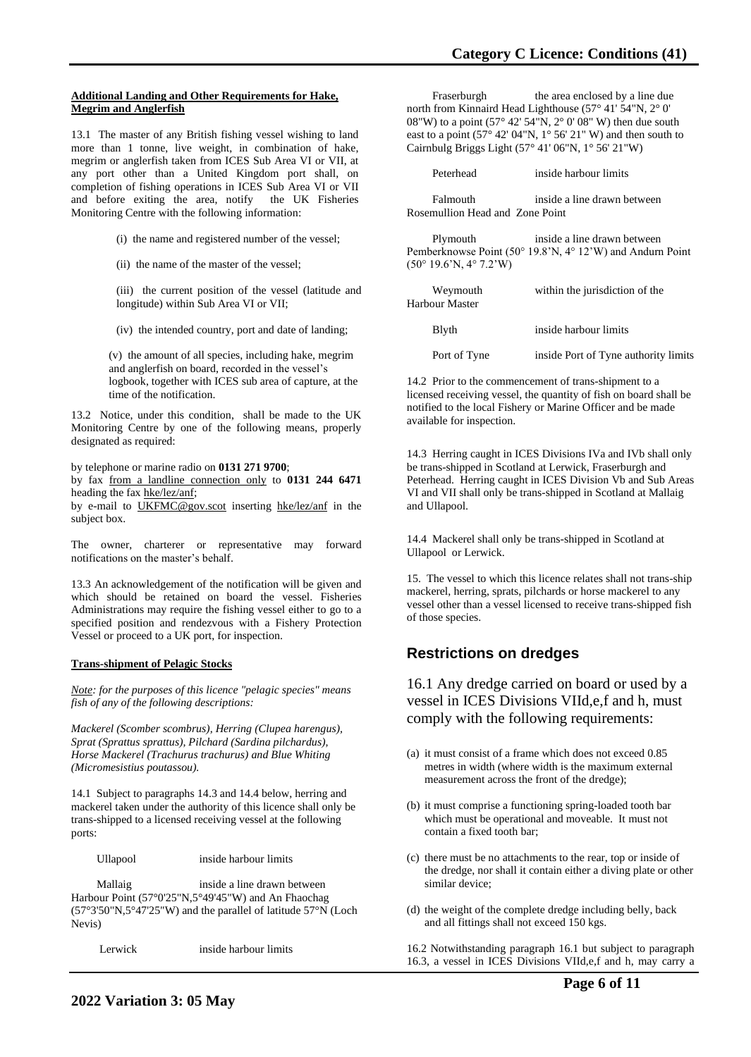**Additional Landing and Other Requirements for Hake, Megrim and Anglerfish**

13.1 The master of any British fishing vessel wishing to land more than 1 tonne, live weight, in combination of hake, megrim or anglerfish taken from ICES Sub Area VI or VII, at any port other than a United Kingdom port shall, on completion of fishing operations in ICES Sub Area VI or VII and before exiting the area, notify the UK Fisheries Monitoring Centre with the following information:

(i) the name and registered number of the vessel;

(ii) the name of the master of the vessel;

(iii) the current position of the vessel (latitude and longitude) within Sub Area VI or VII;

(iv) the intended country, port and date of landing;

(v) the amount of all species, including hake, megrim and anglerfish on board, recorded in the vessel's logbook, together with ICES sub area of capture, at the time of the notification.

13.2 Notice, under this condition, shall be made to the UK Monitoring Centre by one of the following means, properly designated as required:

by telephone or marine radio on **0131 271 9700**;
by fax from a landline connection only to **0131 244 6471** heading the fax hke/lez/anf;
by e-mail to UKFMC@gov.scot inserting hke/lez/anf in the subject box.

The owner, charterer or representative may forward notifications on the master's behalf.

13.3 An acknowledgement of the notification will be given and which should be retained on board the vessel. Fisheries Administrations may require the fishing vessel either to go to a specified position and rendezvous with a Fishery Protection Vessel or proceed to a UK port, for inspection.

**Trans-shipment of Pelagic Stocks**

*Note: for the purposes of this licence "pelagic species" means fish of any of the following descriptions:*

*Mackerel (Scomber scombrus), Herring (Clupea harengus), Sprat (Sprattus sprattus), Pilchard (Sardina pilchardus), Horse Mackerel (Trachurus trachurus) and Blue Whiting (Micromesistius poutassou).*

14.1 Subject to paragraphs 14.3 and 14.4 below, herring and mackerel taken under the authority of this licence shall only be trans-shipped to a licensed receiving vessel at the following ports:

Ullapool — inside harbour limits

Mallaig — inside a line drawn between Harbour Point (57°0'25"N,5°49'45"W) and An Fhaochag (57°3'50"N,5°47'25"W) and the parallel of latitude 57°N (Loch Nevis)

Lerwick — inside harbour limits

Fraserburgh — the area enclosed by a line due north from Kinnaird Head Lighthouse (57° 41' 54"N, 2° 0' 08"W) to a point (57° 42' 54"N, 2° 0' 08" W) then due south east to a point (57° 42' 04"N, 1° 56' 21" W) and then south to Cairnbulg Briggs Light (57° 41' 06"N, 1° 56' 21"W)

Peterhead — inside harbour limits

Falmouth — inside a line drawn between Rosemullion Head and Zone Point

Plymouth — inside a line drawn between Pemberknowse Point (50° 19.8'N, 4° 12'W) and Andurn Point (50° 19.6'N, 4° 7.2'W)

Weymouth — within the jurisdiction of the Harbour Master

Blyth — inside harbour limits

Port of Tyne — inside Port of Tyne authority limits

14.2 Prior to the commencement of trans-shipment to a licensed receiving vessel, the quantity of fish on board shall be notified to the local Fishery or Marine Officer and be made available for inspection.

14.3 Herring caught in ICES Divisions IVa and IVb shall only be trans-shipped in Scotland at Lerwick, Fraserburgh and Peterhead. Herring caught in ICES Division Vb and Sub Areas VI and VII shall only be trans-shipped in Scotland at Mallaig and Ullapool.

14.4 Mackerel shall only be trans-shipped in Scotland at Ullapool or Lerwick.

15. The vessel to which this licence relates shall not trans-ship mackerel, herring, sprats, pilchards or horse mackerel to any vessel other than a vessel licensed to receive trans-shipped fish of those species.

## Restrictions on dredges

16.1 Any dredge carried on board or used by a vessel in ICES Divisions VIId,e,f and h, must comply with the following requirements:

(a) it must consist of a frame which does not exceed 0.85 metres in width (where width is the maximum external measurement across the front of the dredge);

(b) it must comprise a functioning spring-loaded tooth bar which must be operational and moveable. It must not contain a fixed tooth bar;

(c) there must be no attachments to the rear, top or inside of the dredge, nor shall it contain either a diving plate or other similar device;

(d) the weight of the complete dredge including belly, back and all fittings shall not exceed 150 kgs.

16.2 Notwithstanding paragraph 16.1 but subject to paragraph 16.3, a vessel in ICES Divisions VIId,e,f and h, may carry a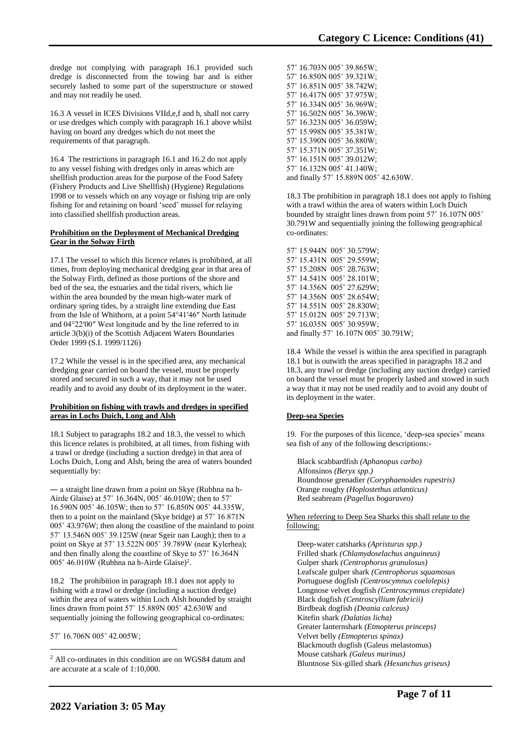dredge not complying with paragraph 16.1 provided such dredge is disconnected from the towing bar and is either securely lashed to some part of the superstructure or stowed and may not readily be used.

16.3 A vessel in ICES Divisions VIId,e,f and h, shall not carry or use dredges which comply with paragraph 16.1 above whilst having on board any dredges which do not meet the requirements of that paragraph.

16.4 The restrictions in paragraph 16.1 and 16.2 do not apply to any vessel fishing with dredges only in areas which are shellfish production areas for the purpose of the Food Safety (Fishery Products and Live Shellfish) (Hygiene) Regulations 1998 or to vessels which on any voyage or fishing trip are only fishing for and retaining on board 'seed' mussel for relaying into classified shellfish production areas.

**Prohibition on the Deployment of Mechanical Dredging Gear in the Solway Firth**

17.1 The vessel to which this licence relates is prohibited, at all times, from deploying mechanical dredging gear in that area of the Solway Firth, defined as those portions of the shore and bed of the sea, the estuaries and the tidal rivers, which lie within the area bounded by the mean high-water mark of ordinary spring tides, by a straight line extending due East from the Isle of Whithorn, at a point 54°41′46″ North latitude and 04°22′00″ West longitude and by the line referred to in article 3(b)(i) of the Scottish Adjacent Waters Boundaries Order 1999 (S.I. 1999/1126)

17.2 While the vessel is in the specified area, any mechanical dredging gear carried on board the vessel, must be properly stored and secured in such a way, that it may not be used readily and to avoid any doubt of its deployment in the water.

**Prohibition on fishing with trawls and dredges in specified areas in Lochs Duich, Long and Alsh**

18.1 Subject to paragraphs 18.2 and 18.3, the vessel to which this licence relates is prohibited, at all times, from fishing with a trawl or dredge (including a suction dredge) in that area of Lochs Duich, Long and Alsh, being the area of waters bounded sequentially by:

― a straight line drawn from a point on Skye (Rubhna na h-Airde Glaise) at 57˚ 16.364N, 005˚ 46.010W; then to 57˚ 16.590N 005˚ 46.105W; then to 57˚ 16.850N 005˚ 44.335W, then to a point on the mainland (Skye bridge) at 57˚ 16.871N 005˚ 43.976W; then along the coastline of the mainland to point 57˚ 13.546N 005˚ 39.125W (near Sgeir nan Laogh); then to a point on Skye at 57˚ 13.522N 005˚ 39.789W (near Kylerhea); and then finally along the coastline of Skye to 57˚ 16.364N 005˚ 46.010W (Rubhna na h-Airde Glaise)[2].

18.2 The prohibition in paragraph 18.1 does not apply to fishing with a trawl or dredge (including a suction dredge) within the area of waters within Loch Alsh bounded by straight lines drawn from point 57˚ 15.889N 005˚ 42.630W and sequentially joining the following geographical co-ordinates:

57˚ 16.706N 005˚ 42.005W;
57˚ 16.703N 005˚ 39.865W;
57˚ 16.850N 005˚ 39.321W;
57˚ 16.851N 005˚ 38.742W;
57˚ 16.417N 005˚ 37.975W;
57˚ 16.334N 005˚ 36.969W;
57˚ 16.502N 005˚ 36.396W;
57˚ 16.323N 005˚ 36.059W;
57˚ 15.998N 005˚ 35.381W;
57˚ 15.390N 005˚ 36.880W;
57˚ 15.371N 005˚ 37.351W;
57˚ 16.151N 005˚ 39.012W;
57˚ 16.132N 005˚ 41.140W;
and finally 57˚ 15.889N 005˚ 42.630W.

18.3 The prohibition in paragraph 18.1 does not apply to fishing with a trawl within the area of waters within Loch Duich bounded by straight lines drawn from point 57˚ 16.107N 005˚ 30.791W and sequentially joining the following geographical co-ordinates:

57˚ 15.944N 005˚ 30.579W;
57˚ 15.431N 005˚ 29.559W;
57˚ 15.208N 005˚ 28.763W;
57˚ 14.541N 005˚ 28.101W;
57˚ 14.356N 005˚ 27.629W;
57˚ 14.356N 005˚ 28.654W;
57˚ 14.551N 005˚ 28.830W;
57˚ 15.012N 005˚ 29.713W;
57˚ 16.035N 005˚ 30.959W;
and finally 57˚ 16.107N 005˚ 30.791W;

18.4 While the vessel is within the area specified in paragraph 18.1 but is outwith the areas specified in paragraphs 18.2 and 18.3, any trawl or dredge (including any suction dredge) carried on board the vessel must be properly lashed and stowed in such a way that it may not be used readily and to avoid any doubt of its deployment in the water.

**Deep-sea Species**

19. For the purposes of this licence, 'deep-sea species' means sea fish of any of the following descriptions:-

Black scabbardfish *(Aphanopus carbo)*
Alfonsinos *(Beryx spp.)*
Roundnose grenadier *(Coryphaenoides rupestris)*
Orange roughy *(Hoplostethus atlanticus)*
Red seabream *(Pagellus bogaraveo)*

When referring to Deep Sea Sharks this shall relate to the following:

Deep-water catsharks *(Apristurus spp.)*
Frilled shark *(Chlamydoselachus anguineus)*
Gulper shark *(Centrophorus granulosus)*
Leafscale gulper shark *(Centrophorus squamosus*
Portuguese dogfish *(Centroscymnus coelolepis)*
Longnose velvet dogfish *(Centroscymnus crepidate)*
Black dogfish *(Centroscyllium fabricii)*
Birdbeak dogfish *(Deania calceus)*
Kitefin shark *(Dalatias licha)*
Greater lanternshark *(Etmopterus princeps)*
Velvet belly *(Etmopterus spinax)*
Blackmouth dogfish (Galeus melastomus)
Mouse catshark *(Galeus murinus)*
Bluntnose Six-gilled shark *(Hexanchus griseus)*

[2] All co-ordinates in this condition are on WGS84 datum and are accurate at a scale of 1:10,000.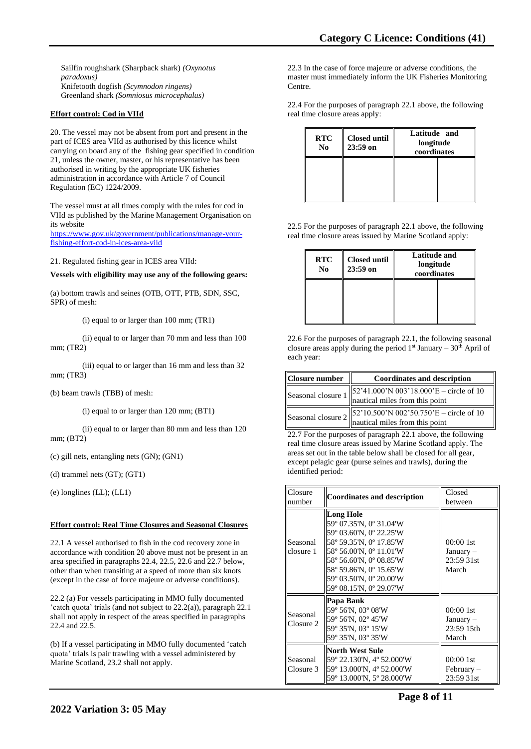Sailfin roughshark (Sharpback shark) *(Oxynotus paradoxus)*
Knifetooth dogfish *(Scymnodon ringens)*
Greenland shark *(Somniosus microcephalus)*

**Effort control: Cod in VIId**

20. The vessel may not be absent from port and present in the part of ICES area VIId as authorised by this licence whilst carrying on board any of the fishing gear specified in condition 21, unless the owner, master, or his representative has been authorised in writing by the appropriate UK fisheries administration in accordance with Article 7 of Council Regulation (EC) 1224/2009.

The vessel must at all times comply with the rules for cod in VIId as published by the Marine Management Organisation on its website https://www.gov.uk/government/publications/manage-your-fishing-effort-cod-in-ices-area-viid

21. Regulated fishing gear in ICES area VIId:

**Vessels with eligibility may use any of the following gears:**

(a) bottom trawls and seines (OTB, OTT, PTB, SDN, SSC, SPR) of mesh:

(i) equal to or larger than 100 mm; (TR1)

(ii) equal to or larger than 70 mm and less than 100 mm; (TR2)

(iii) equal to or larger than 16 mm and less than 32 mm; (TR3)

(b) beam trawls (TBB) of mesh:

(i) equal to or larger than 120 mm; (BT1)

(ii) equal to or larger than 80 mm and less than 120 mm; (BT2)

(c) gill nets, entangling nets (GN); (GN1)

(d) trammel nets (GT); (GT1)

(e) longlines (LL); (LL1)

**Effort control: Real Time Closures and Seasonal Closures**

22.1 A vessel authorised to fish in the cod recovery zone in accordance with condition 20 above must not be present in an area specified in paragraphs 22.4, 22.5, 22.6 and 22.7 below, other than when transiting at a speed of more than six knots (except in the case of force majeure or adverse conditions).

22.2 (a) For vessels participating in MMO fully documented 'catch quota' trials (and not subject to 22.2(a)), paragraph 22.1 shall not apply in respect of the areas specified in paragraphs 22.4 and 22.5.

(b) If a vessel participating in MMO fully documented 'catch quota' trials is pair trawling with a vessel administered by Marine Scotland, 23.2 shall not apply.

22.3 In the case of force majeure or adverse conditions, the master must immediately inform the UK Fisheries Monitoring Centre.

22.4 For the purposes of paragraph 22.1 above, the following real time closure areas apply:

| RTC No | Closed until 23:59 on | Latitude and longitude coordinates | |
|---|---|---|---|
| | | | |

22.5 For the purposes of paragraph 22.1 above, the following real time closure areas issued by Marine Scotland apply:

| RTC No | Closed until 23:59 on | Latitude and longitude coordinates | |
|---|---|---|---|
| | | | |

22.6 For the purposes of paragraph 22.1, the following seasonal closure areas apply during the period 1st January – 30th April of each year:

| Closure number | Coordinates and description |
|---|---|
| Seasonal closure 1 | 52'41.000'N 003'18.000'E – circle of 10 nautical miles from this point |
| Seasonal closure 2 | 52'10.500'N 002'50.750'E – circle of 10 nautical miles from this point |

22.7 For the purposes of paragraph 22.1 above, the following real time closure areas issued by Marine Scotland apply. The areas set out in the table below shall be closed for all gear, except pelagic gear (purse seines and trawls), during the identified period:

| Closure number | Coordinates and description | Closed between |
|---|---|---|
| Seasonal closure 1 | **Long Hole**<br>59º 07.35'N, 0º 31.04'W<br>59º 03.60'N, 0º 22.25'W<br>58º 59.35'N, 0º 17.85'W<br>58º 56.00'N, 0º 11.01'W<br>58º 56.60'N, 0º 08.85'W<br>58º 59.86'N, 0º 15.65'W<br>59º 03.50'N, 0º 20.00'W<br>59º 08.15'N, 0º 29.07'W | 00:00 1st January – 23:59 31st March |
| Seasonal Closure 2 | **Papa Bank**<br>59º 56'N, 03º 08'W<br>59º 56'N, 02º 45'W<br>59º 35'N, 03º 15'W<br>59º 35'N, 03º 35'W | 00:00 1st January – 23:59 15th March |
| Seasonal Closure 3 | **North West Sule**<br>59º 22.130'N, 4º 52.000'W<br>59º 13.000'N, 4º 52.000'W<br>59º 13.000'N, 5º 28.000'W | 00:00 1st February – 23:59 31st |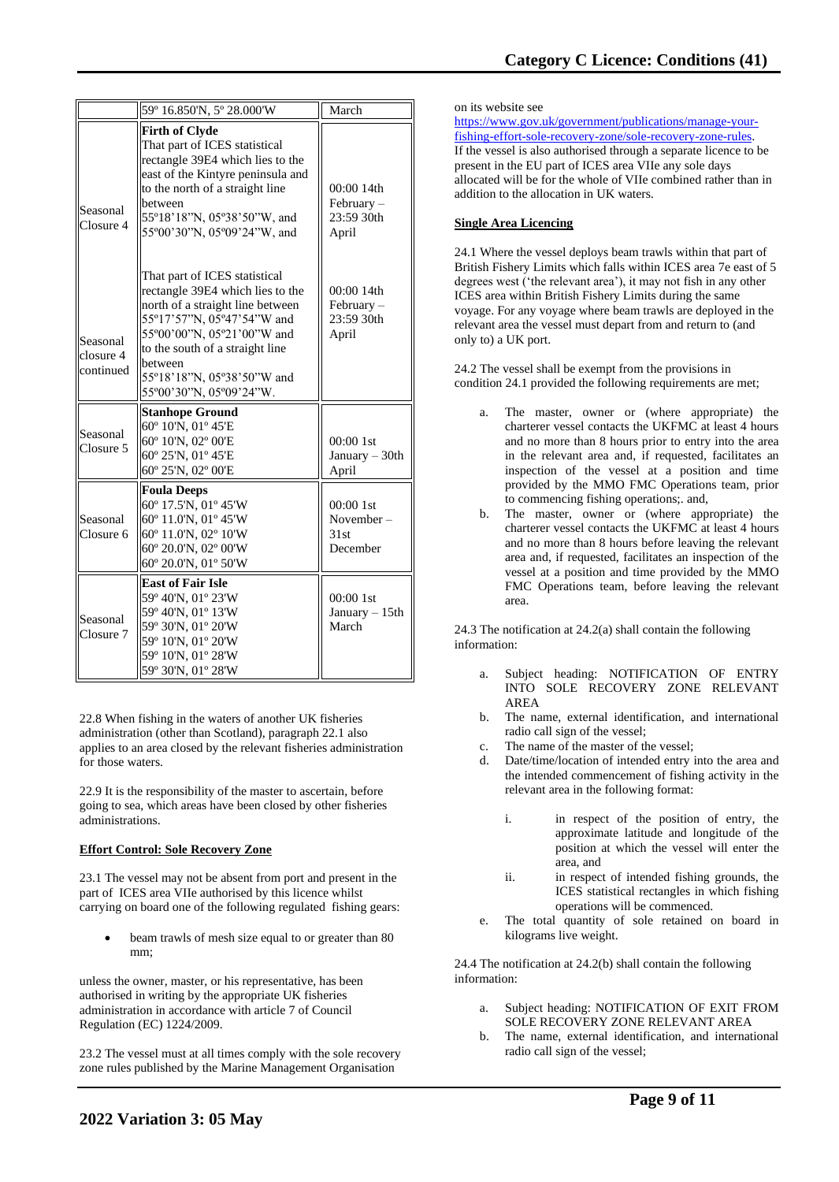| | | |
|---|---|---|
| | 59° 16.850'N, 5° 28.000'W | March |
| Seasonal Closure 4 | **Firth of Clyde** That part of ICES statistical rectangle 39E4 which lies to the east of the Kintyre peninsula and to the north of a straight line between 55°18'18"N, 05°38'50"W, and 55°00'30"N, 05°09'24"W, and | 00:00 14th February – 23:59 30th April |
| Seasonal closure 4 continued | That part of ICES statistical rectangle 39E4 which lies to the north of a straight line between 55°17'57"N, 05°47'54"W and 55°00'00"N, 05°21'00"W and to the south of a straight line between 55°18'18"N, 05°38'50"W and 55°00'30"N, 05°09'24"W. | 00:00 14th February – 23:59 30th April |
| Seasonal Closure 5 | **Stanhope Ground** 60° 10'N, 01° 45'E 60° 10'N, 02° 00'E 60° 25'N, 01° 45'E 60° 25'N, 02° 00'E | 00:00 1st January – 30th April |
| Seasonal Closure 6 | **Foula Deeps** 60° 17.5'N, 01° 45'W 60° 11.0'N, 01° 45'W 60° 11.0'N, 02° 10'W 60° 20.0'N, 02° 00'W 60° 20.0'N, 01° 50'W | 00:00 1st November – 31st December |
| Seasonal Closure 7 | **East of Fair Isle** 59° 40'N, 01° 23'W 59° 40'N, 01° 13'W 59° 30'N, 01° 20'W 59° 10'N, 01° 20'W 59° 10'N, 01° 28'W 59° 30'N, 01° 28'W | 00:00 1st January – 15th March |

22.8 When fishing in the waters of another UK fisheries administration (other than Scotland), paragraph 22.1 also applies to an area closed by the relevant fisheries administration for those waters.

22.9 It is the responsibility of the master to ascertain, before going to sea, which areas have been closed by other fisheries administrations.

**Effort Control: Sole Recovery Zone**

23.1 The vessel may not be absent from port and present in the part of ICES area VIIe authorised by this licence whilst carrying on board one of the following regulated fishing gears:

- beam trawls of mesh size equal to or greater than 80 mm;

unless the owner, master, or his representative, has been authorised in writing by the appropriate UK fisheries administration in accordance with article 7 of Council Regulation (EC) 1224/2009.

23.2 The vessel must at all times comply with the sole recovery zone rules published by the Marine Management Organisation on its website see https://www.gov.uk/government/publications/manage-your-fishing-effort-sole-recovery-zone/sole-recovery-zone-rules. If the vessel is also authorised through a separate licence to be present in the EU part of ICES area VIIe any sole days allocated will be for the whole of VIIe combined rather than in addition to the allocation in UK waters.

**Single Area Licencing**

24.1 Where the vessel deploys beam trawls within that part of British Fishery Limits which falls within ICES area 7e east of 5 degrees west ('the relevant area'), it may not fish in any other ICES area within British Fishery Limits during the same voyage. For any voyage where beam trawls are deployed in the relevant area the vessel must depart from and return to (and only to) a UK port.

24.2 The vessel shall be exempt from the provisions in condition 24.1 provided the following requirements are met;

a. The master, owner or (where appropriate) the charterer vessel contacts the UKFMC at least 4 hours and no more than 8 hours prior to entry into the area in the relevant area and, if requested, facilitates an inspection of the vessel at a position and time provided by the MMO FMC Operations team, prior to commencing fishing operations;. and,
b. The master, owner or (where appropriate) the charterer vessel contacts the UKFMC at least 4 hours and no more than 8 hours before leaving the relevant area and, if requested, facilitates an inspection of the vessel at a position and time provided by the MMO FMC Operations team, before leaving the relevant area.

24.3 The notification at 24.2(a) shall contain the following information:

a. Subject heading: NOTIFICATION OF ENTRY INTO SOLE RECOVERY ZONE RELEVANT AREA
b. The name, external identification, and international radio call sign of the vessel;
c. The name of the master of the vessel;
d. Date/time/location of intended entry into the area and the intended commencement of fishing activity in the relevant area in the following format:
   i. in respect of the position of entry, the approximate latitude and longitude of the position at which the vessel will enter the area, and
   ii. in respect of intended fishing grounds, the ICES statistical rectangles in which fishing operations will be commenced.
e. The total quantity of sole retained on board in kilograms live weight.

24.4 The notification at 24.2(b) shall contain the following information:

a. Subject heading: NOTIFICATION OF EXIT FROM SOLE RECOVERY ZONE RELEVANT AREA
b. The name, external identification, and international radio call sign of the vessel;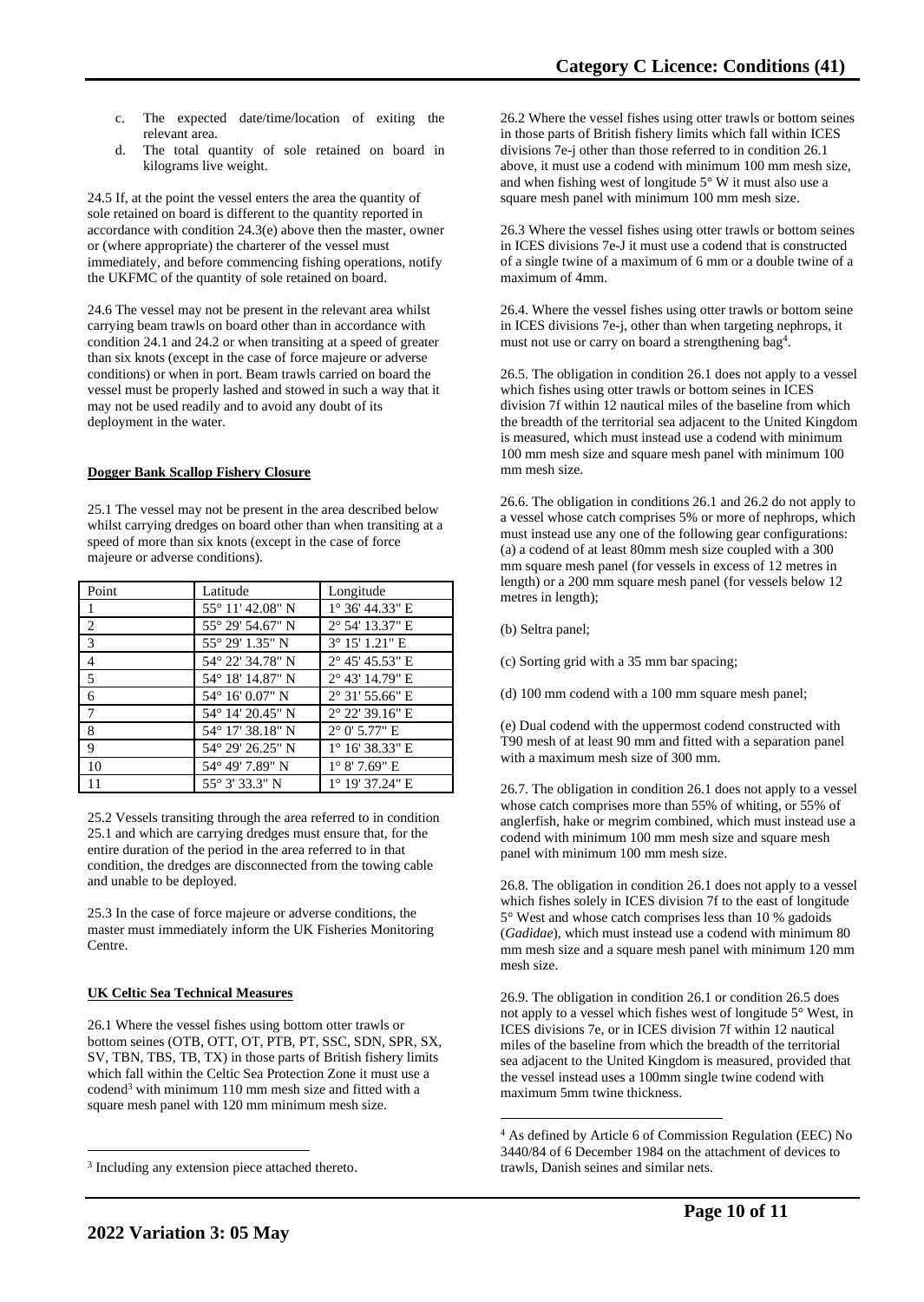c. The expected date/time/location of exiting the relevant area.
d. The total quantity of sole retained on board in kilograms live weight.

24.5 If, at the point the vessel enters the area the quantity of sole retained on board is different to the quantity reported in accordance with condition 24.3(e) above then the master, owner or (where appropriate) the charterer of the vessel must immediately, and before commencing fishing operations, notify the UKFMC of the quantity of sole retained on board.

24.6 The vessel may not be present in the relevant area whilst carrying beam trawls on board other than in accordance with condition 24.1 and 24.2 or when transiting at a speed of greater than six knots (except in the case of force majeure or adverse conditions) or when in port. Beam trawls carried on board the vessel must be properly lashed and stowed in such a way that it may not be used readily and to avoid any doubt of its deployment in the water.

**Dogger Bank Scallop Fishery Closure**

25.1 The vessel may not be present in the area described below whilst carrying dredges on board other than when transiting at a speed of more than six knots (except in the case of force majeure or adverse conditions).

| Point | Latitude | Longitude |
|---|---|---|
| 1 | 55° 11' 42.08" N | 1° 36' 44.33" E |
| 2 | 55° 29' 54.67" N | 2° 54' 13.37" E |
| 3 | 55° 29' 1.35" N | 3° 15' 1.21" E |
| 4 | 54° 22' 34.78" N | 2° 45' 45.53" E |
| 5 | 54° 18' 14.87" N | 2° 43' 14.79" E |
| 6 | 54° 16' 0.07" N | 2° 31' 55.66" E |
| 7 | 54° 14' 20.45" N | 2° 22' 39.16" E |
| 8 | 54° 17' 38.18" N | 2° 0' 5.77" E |
| 9 | 54° 29' 26.25" N | 1° 16' 38.33" E |
| 10 | 54° 49' 7.89" N | 1° 8' 7.69" E |
| 11 | 55° 3' 33.3" N | 1° 19' 37.24" E |

25.2 Vessels transiting through the area referred to in condition 25.1 and which are carrying dredges must ensure that, for the entire duration of the period in the area referred to in that condition, the dredges are disconnected from the towing cable and unable to be deployed.

25.3 In the case of force majeure or adverse conditions, the master must immediately inform the UK Fisheries Monitoring Centre.

**UK Celtic Sea Technical Measures**

26.1 Where the vessel fishes using bottom otter trawls or bottom seines (OTB, OTT, OT, PTB, PT, SSC, SDN, SPR, SX, SV, TBN, TBS, TB, TX) in those parts of British fishery limits which fall within the Celtic Sea Protection Zone it must use a codend[3] with minimum 110 mm mesh size and fitted with a square mesh panel with 120 mm minimum mesh size.

26.2 Where the vessel fishes using otter trawls or bottom seines in those parts of British fishery limits which fall within ICES divisions 7e-j other than those referred to in condition 26.1 above, it must use a codend with minimum 100 mm mesh size, and when fishing west of longitude 5° W it must also use a square mesh panel with minimum 100 mm mesh size.

26.3 Where the vessel fishes using otter trawls or bottom seines in ICES divisions 7e-J it must use a codend that is constructed of a single twine of a maximum of 6 mm or a double twine of a maximum of 4mm.

26.4. Where the vessel fishes using otter trawls or bottom seine in ICES divisions 7e-j, other than when targeting nephrops, it must not use or carry on board a strengthening bag[4].

26.5. The obligation in condition 26.1 does not apply to a vessel which fishes using otter trawls or bottom seines in ICES division 7f within 12 nautical miles of the baseline from which the breadth of the territorial sea adjacent to the United Kingdom is measured, which must instead use a codend with minimum 100 mm mesh size and square mesh panel with minimum 100 mm mesh size.

26.6. The obligation in conditions 26.1 and 26.2 do not apply to a vessel whose catch comprises 5% or more of nephrops, which must instead use any one of the following gear configurations:
(a) a codend of at least 80mm mesh size coupled with a 300 mm square mesh panel (for vessels in excess of 12 metres in length) or a 200 mm square mesh panel (for vessels below 12 metres in length);

(b) Seltra panel;

(c) Sorting grid with a 35 mm bar spacing;

(d) 100 mm codend with a 100 mm square mesh panel;

(e) Dual codend with the uppermost codend constructed with T90 mesh of at least 90 mm and fitted with a separation panel with a maximum mesh size of 300 mm.

26.7. The obligation in condition 26.1 does not apply to a vessel whose catch comprises more than 55% of whiting, or 55% of anglerfish, hake or megrim combined, which must instead use a codend with minimum 100 mm mesh size and square mesh panel with minimum 100 mm mesh size.

26.8. The obligation in condition 26.1 does not apply to a vessel which fishes solely in ICES division 7f to the east of longitude 5° West and whose catch comprises less than 10 % gadoids (*Gadidae*), which must instead use a codend with minimum 80 mm mesh size and a square mesh panel with minimum 120 mm mesh size.

26.9. The obligation in condition 26.1 or condition 26.5 does not apply to a vessel which fishes west of longitude 5° West, in ICES divisions 7e, or in ICES division 7f within 12 nautical miles of the baseline from which the breadth of the territorial sea adjacent to the United Kingdom is measured, provided that the vessel instead uses a 100mm single twine codend with maximum 5mm twine thickness.

---

[3] Including any extension piece attached thereto.

[4] As defined by Article 6 of Commission Regulation (EEC) No 3440/84 of 6 December 1984 on the attachment of devices to trawls, Danish seines and similar nets.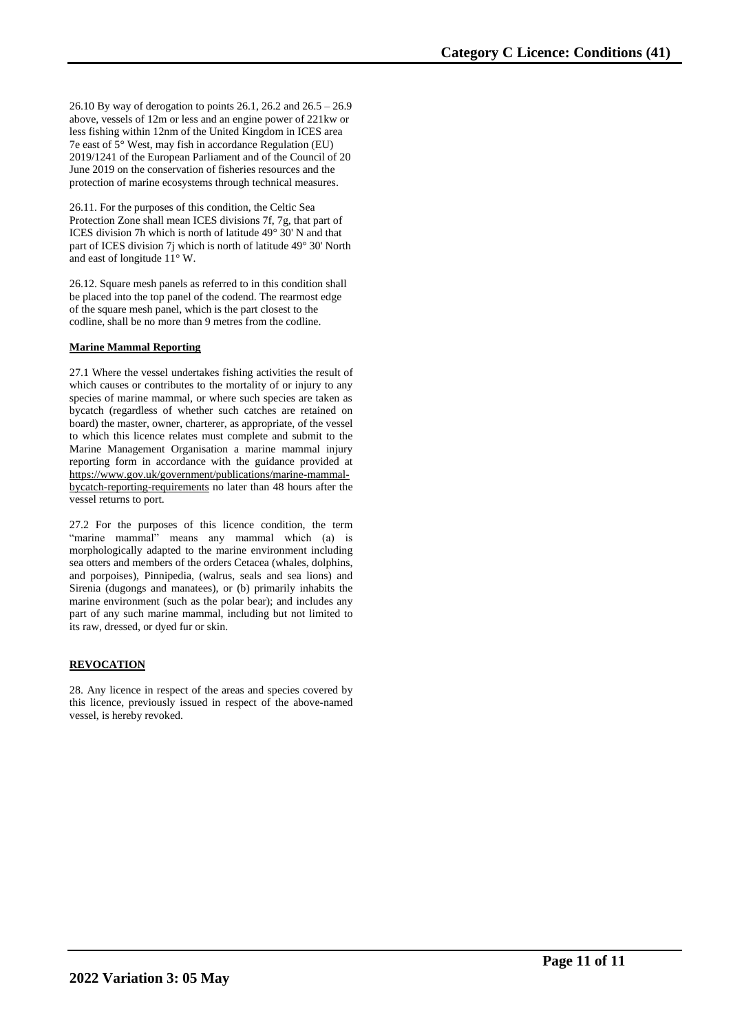26.10 By way of derogation to points 26.1, 26.2 and 26.5 – 26.9 above, vessels of 12m or less and an engine power of 221kw or less fishing within 12nm of the United Kingdom in ICES area 7e east of 5° West, may fish in accordance Regulation (EU) 2019/1241 of the European Parliament and of the Council of 20 June 2019 on the conservation of fisheries resources and the protection of marine ecosystems through technical measures.

26.11. For the purposes of this condition, the Celtic Sea Protection Zone shall mean ICES divisions 7f, 7g, that part of ICES division 7h which is north of latitude 49° 30' N and that part of ICES division 7j which is north of latitude 49° 30' North and east of longitude 11° W.

26.12. Square mesh panels as referred to in this condition shall be placed into the top panel of the codend. The rearmost edge of the square mesh panel, which is the part closest to the codline, shall be no more than 9 metres from the codline.

**Marine Mammal Reporting**

27.1 Where the vessel undertakes fishing activities the result of which causes or contributes to the mortality of or injury to any species of marine mammal, or where such species are taken as bycatch (regardless of whether such catches are retained on board) the master, owner, charterer, as appropriate, of the vessel to which this licence relates must complete and submit to the Marine Management Organisation a marine mammal injury reporting form in accordance with the guidance provided at https://www.gov.uk/government/publications/marine-mammal-bycatch-reporting-requirements no later than 48 hours after the vessel returns to port.

27.2 For the purposes of this licence condition, the term "marine mammal" means any mammal which (a) is morphologically adapted to the marine environment including sea otters and members of the orders Cetacea (whales, dolphins, and porpoises), Pinnipedia, (walrus, seals and sea lions) and Sirenia (dugongs and manatees), or (b) primarily inhabits the marine environment (such as the polar bear); and includes any part of any such marine mammal, including but not limited to its raw, dressed, or dyed fur or skin.

**REVOCATION**

28. Any licence in respect of the areas and species covered by this licence, previously issued in respect of the above-named vessel, is hereby revoked.